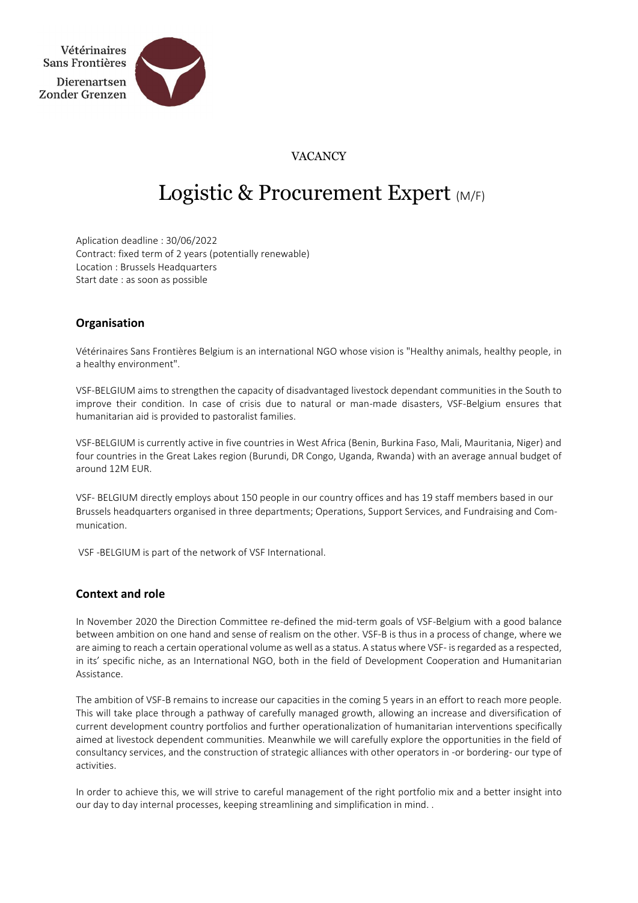Vétérinaires Sans Frontières
Dierenartsen Zonder Grenzen

VACANCY

# Logistic & Procurement Expert (M/F)

Aplication deadline : 30/06/2022
Contract: fixed term of 2 years (potentially renewable)
Location : Brussels Headquarters
Start date : as soon as possible

## Organisation

Vétérinaires Sans Frontières Belgium is an international NGO whose vision is "Healthy animals, healthy people, in a healthy environment".

VSF-BELGIUM aims to strengthen the capacity of disadvantaged livestock dependant communities in the South to improve their condition. In case of crisis due to natural or man-made disasters, VSF-Belgium ensures that humanitarian aid is provided to pastoralist families.

VSF-BELGIUM is currently active in five countries in West Africa (Benin, Burkina Faso, Mali, Mauritania, Niger) and four countries in the Great Lakes region (Burundi, DR Congo, Uganda, Rwanda) with an average annual budget of around 12M EUR.

VSF- BELGIUM directly employs about 150 people in our country offices and has 19 staff members based in our Brussels headquarters organised in three departments; Operations, Support Services, and Fundraising and Communication.

VSF -BELGIUM is part of the network of VSF International.

## Context and role

In November 2020 the Direction Committee re-defined the mid-term goals of VSF-Belgium with a good balance between ambition on one hand and sense of realism on the other. VSF-B is thus in a process of change, where we are aiming to reach a certain operational volume as well as a status. A status where VSF- is regarded as a respected, in its' specific niche, as an International NGO, both in the field of Development Cooperation and Humanitarian Assistance.

The ambition of VSF-B remains to increase our capacities in the coming 5 years in an effort to reach more people. This will take place through a pathway of carefully managed growth, allowing an increase and diversification of current development country portfolios and further operationalization of humanitarian interventions specifically aimed at livestock dependent communities. Meanwhile we will carefully explore the opportunities in the field of consultancy services, and the construction of strategic alliances with other operators in -or bordering- our type of activities.

In order to achieve this, we will strive to careful management of the right portfolio mix and a better insight into our day to day internal processes, keeping streamlining and simplification in mind. .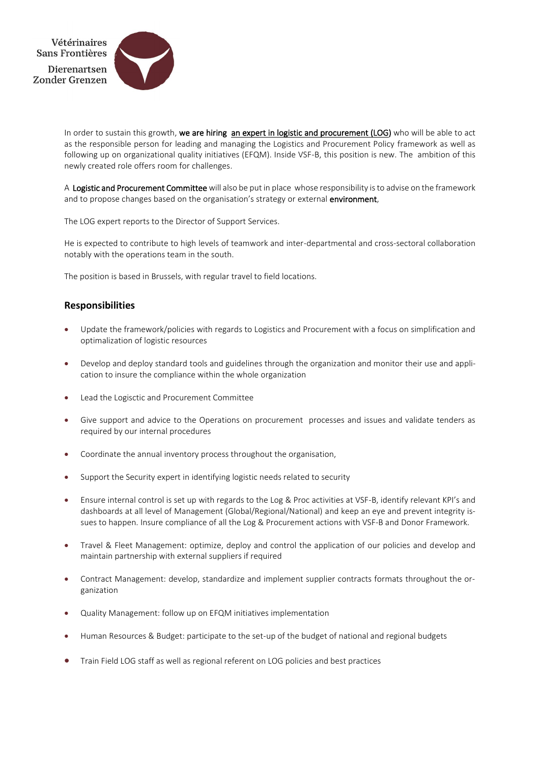In order to sustain this growth, **we are hiring an expert in logistic and procurement (LOG)** who will be able to act as the responsible person for leading and managing the Logistics and Procurement Policy framework as well as following up on organizational quality initiatives (EFQM). Inside VSF-B, this position is new. The ambition of this newly created role offers room for challenges.

A **Logistic and Procurement Committee** will also be put in place whose responsibility is to advise on the framework and to propose changes based on the organisation's strategy or external **environment**,

The LOG expert reports to the Director of Support Services.

He is expected to contribute to high levels of teamwork and inter-departmental and cross-sectoral collaboration notably with the operations team in the south.

The position is based in Brussels, with regular travel to field locations.

## Responsibilities

- Update the framework/policies with regards to Logistics and Procurement with a focus on simplification and optimalization of logistic resources
- Develop and deploy standard tools and guidelines through the organization and monitor their use and application to insure the compliance within the whole organization
- Lead the Logisctic and Procurement Committee
- Give support and advice to the Operations on procurement processes and issues and validate tenders as required by our internal procedures
- Coordinate the annual inventory process throughout the organisation,
- Support the Security expert in identifying logistic needs related to security
- Ensure internal control is set up with regards to the Log & Proc activities at VSF-B, identify relevant KPI's and dashboards at all level of Management (Global/Regional/National) and keep an eye and prevent integrity issues to happen. Insure compliance of all the Log & Procurement actions with VSF-B and Donor Framework.
- Travel & Fleet Management: optimize, deploy and control the application of our policies and develop and maintain partnership with external suppliers if required
- Contract Management: develop, standardize and implement supplier contracts formats throughout the organization
- Quality Management: follow up on EFQM initiatives implementation
- Human Resources & Budget: participate to the set-up of the budget of national and regional budgets
- Train Field LOG staff as well as regional referent on LOG policies and best practices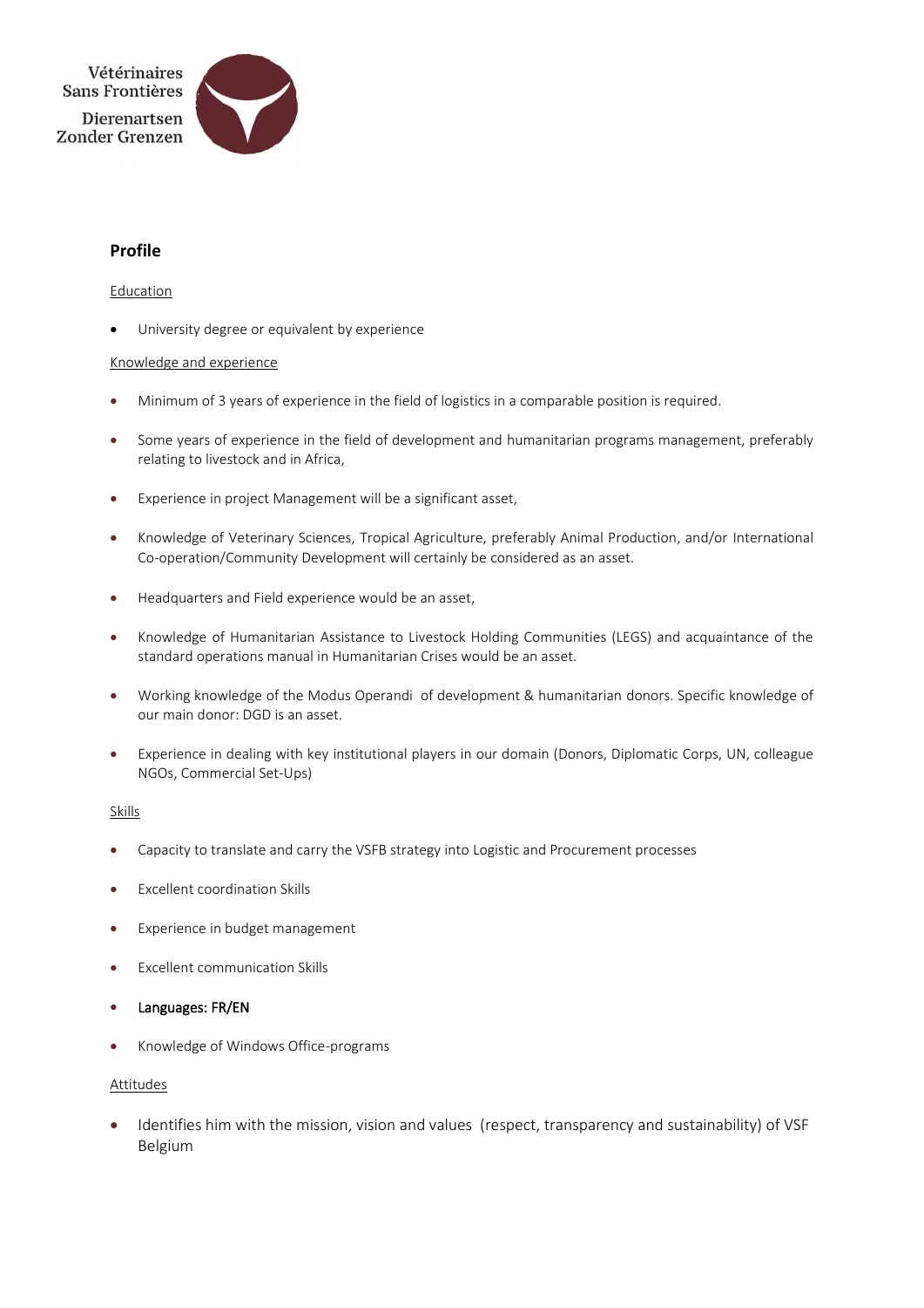## Profile

Education

- University degree or equivalent by experience

Knowledge and experience

- Minimum of 3 years of experience in the field of logistics in a comparable position is required.
- Some years of experience in the field of development and humanitarian programs management, preferably relating to livestock and in Africa,
- Experience in project Management will be a significant asset,
- Knowledge of Veterinary Sciences, Tropical Agriculture, preferably Animal Production, and/or International Co-operation/Community Development will certainly be considered as an asset.
- Headquarters and Field experience would be an asset,
- Knowledge of Humanitarian Assistance to Livestock Holding Communities (LEGS) and acquaintance of the standard operations manual in Humanitarian Crises would be an asset.
- Working knowledge of the Modus Operandi of development & humanitarian donors. Specific knowledge of our main donor: DGD is an asset.
- Experience in dealing with key institutional players in our domain (Donors, Diplomatic Corps, UN, colleague NGOs, Commercial Set-Ups)

Skills

- Capacity to translate and carry the VSFB strategy into Logistic and Procurement processes
- Excellent coordination Skills
- Experience in budget management
- Excellent communication Skills
- Languages: FR/EN
- Knowledge of Windows Office-programs

Attitudes

- Identifies him with the mission, vision and values (respect, transparency and sustainability) of VSF Belgium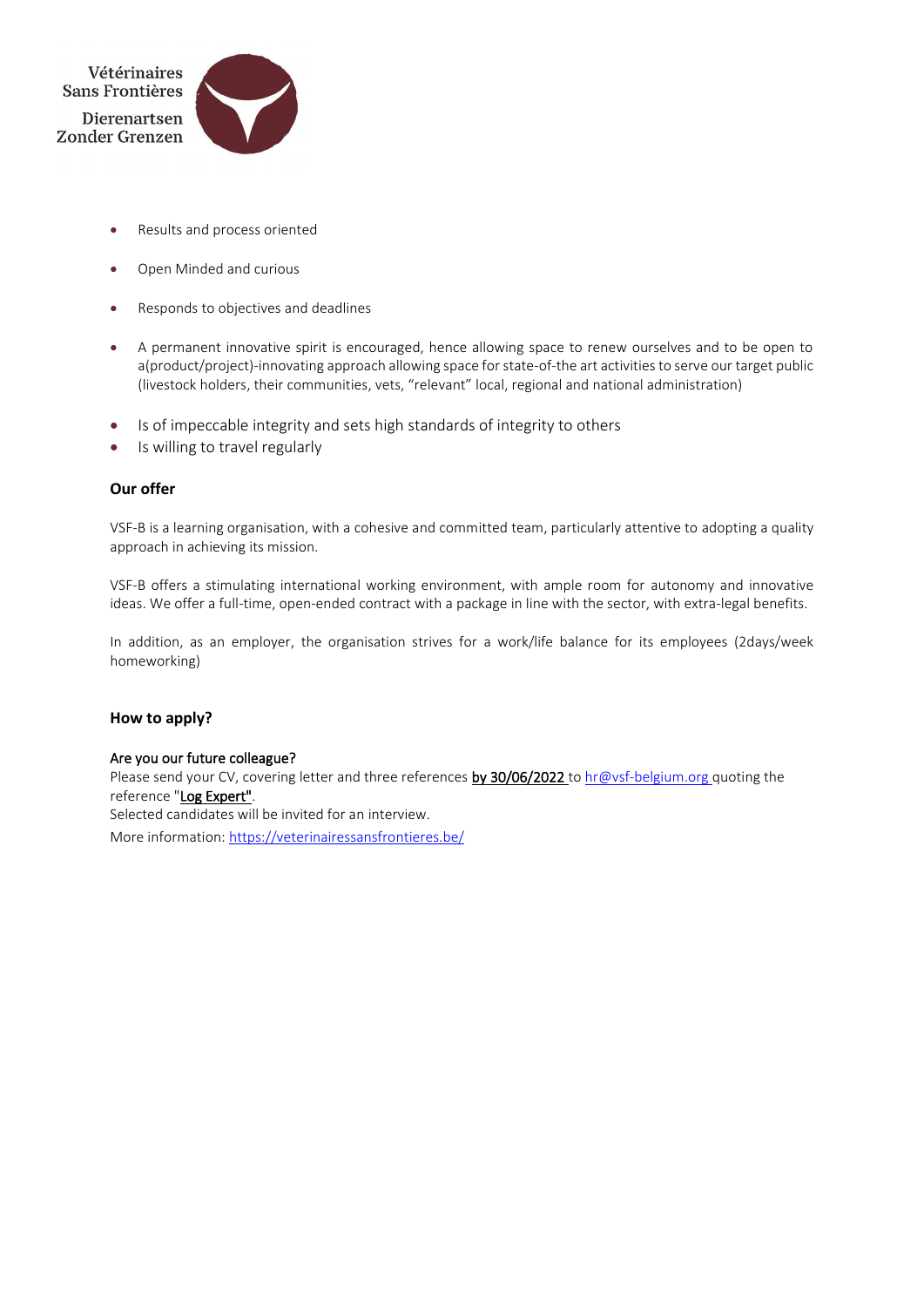- Results and process oriented
- Open Minded and curious
- Responds to objectives and deadlines
- A permanent innovative spirit is encouraged, hence allowing space to renew ourselves and to be open to a(product/project)-innovating approach allowing space for state-of-the art activities to serve our target public (livestock holders, their communities, vets, "relevant" local, regional and national administration)
- Is of impeccable integrity and sets high standards of integrity to others
- Is willing to travel regularly

**Our offer**

VSF-B is a learning organisation, with a cohesive and committed team, particularly attentive to adopting a quality approach in achieving its mission.

VSF-B offers a stimulating international working environment, with ample room for autonomy and innovative ideas. We offer a full-time, open-ended contract with a package in line with the sector, with extra-legal benefits.

In addition, as an employer, the organisation strives for a work/life balance for its employees (2days/week homeworking)

**How to apply?**

Are you our future colleague?
Please send your CV, covering letter and three references by 30/06/2022 to hr@vsf-belgium.org quoting the reference "Log Expert".
Selected candidates will be invited for an interview.
More information: https://veterinairessansfrontieres.be/